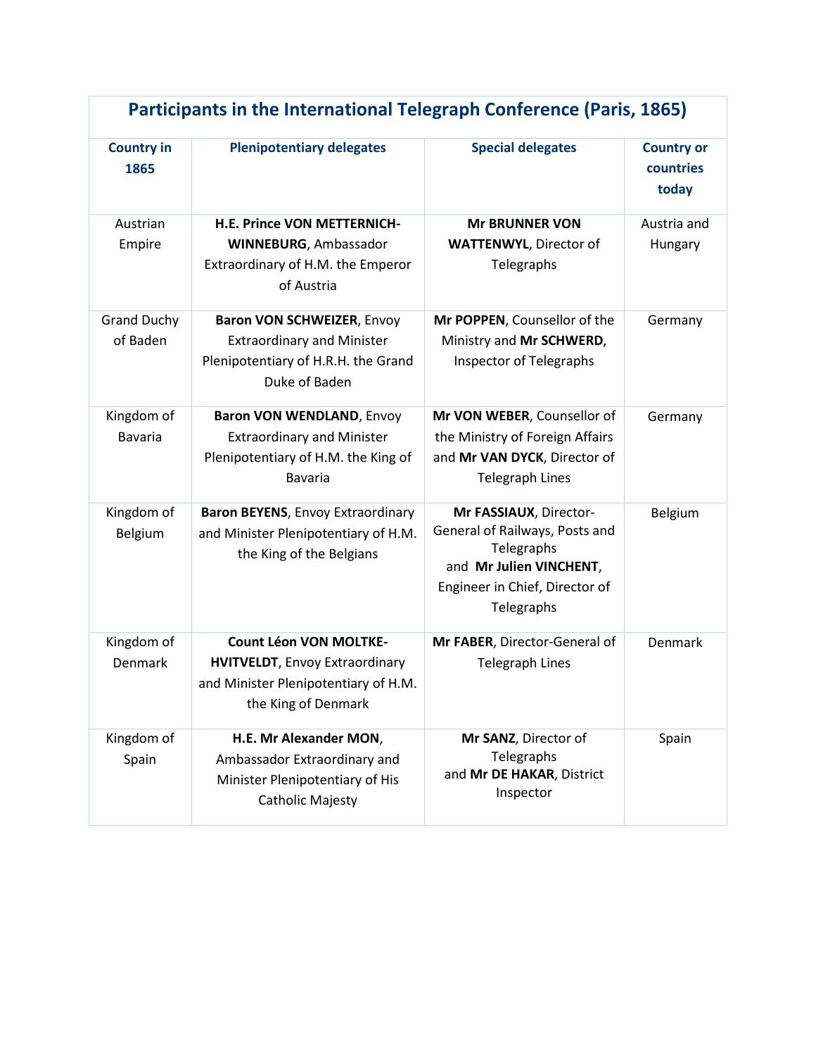| Participants in the International Telegraph Conference (Paris, 1865) | | | |
|---|---|---|---|
| **Country in 1865** | **Plenipotentiary delegates** | **Special delegates** | **Country or countries today** |
| Austrian Empire | **H.E. Prince VON METTERNICH-WINNEBURG**, Ambassador Extraordinary of H.M. the Emperor of Austria | **Mr BRUNNER VON WATTENWYL**, Director of Telegraphs | Austria and Hungary |
| Grand Duchy of Baden | **Baron VON SCHWEIZER**, Envoy Extraordinary and Minister Plenipotentiary of H.R.H. the Grand Duke of Baden | **Mr POPPEN**, Counsellor of the Ministry and **Mr SCHWERD**, Inspector of Telegraphs | Germany |
| Kingdom of Bavaria | **Baron VON WENDLAND**, Envoy Extraordinary and Minister Plenipotentiary of H.M. the King of Bavaria | **Mr VON WEBER**, Counsellor of the Ministry of Foreign Affairs and **Mr VAN DYCK**, Director of Telegraph Lines | Germany |
| Kingdom of Belgium | **Baron BEYENS**, Envoy Extraordinary and Minister Plenipotentiary of H.M. the King of the Belgians | **Mr FASSIAUX**, Director-General of Railways, Posts and Telegraphs and **Mr Julien VINCHENT**, Engineer in Chief, Director of Telegraphs | Belgium |
| Kingdom of Denmark | **Count Léon VON MOLTKE-HVITVELDT**, Envoy Extraordinary and Minister Plenipotentiary of H.M. the King of Denmark | **Mr FABER**, Director-General of Telegraph Lines | Denmark |
| Kingdom of Spain | **H.E. Mr Alexander MON**, Ambassador Extraordinary and Minister Plenipotentiary of His Catholic Majesty | **Mr SANZ**, Director of Telegraphs and **Mr DE HAKAR**, District Inspector | Spain |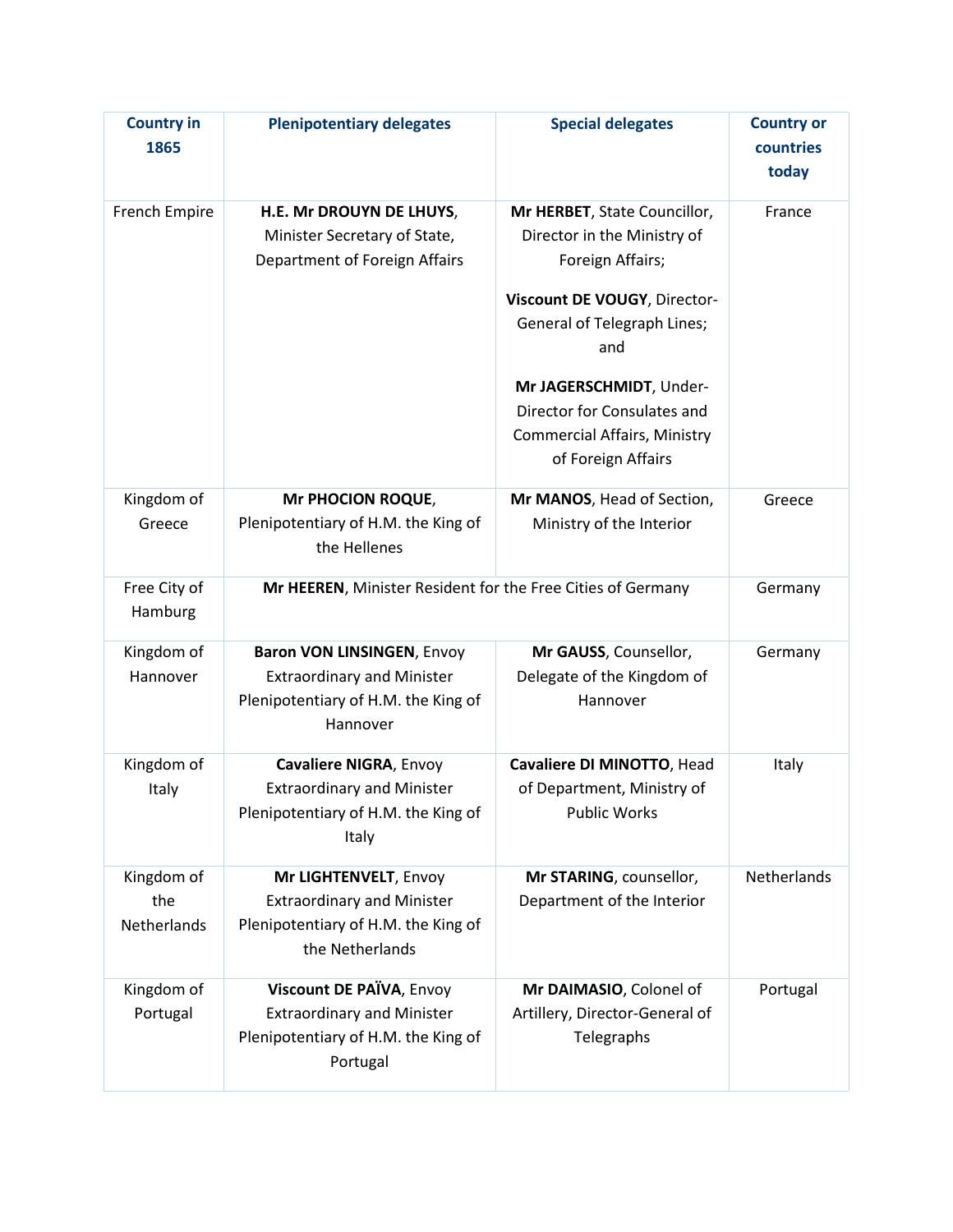| Country in 1865 | Plenipotentiary delegates | Special delegates | Country or countries today |
|---|---|---|---|
| French Empire | **H.E. Mr DROUYN DE LHUYS**, Minister Secretary of State, Department of Foreign Affairs | **Mr HERBET**, State Councillor, Director in the Ministry of Foreign Affairs; **Viscount DE VOUGY**, Director-General of Telegraph Lines; and **Mr JAGERSCHMIDT**, Under-Director for Consulates and Commercial Affairs, Ministry of Foreign Affairs | France |
| Kingdom of Greece | **Mr PHOCION ROQUE**, Plenipotentiary of H.M. the King of the Hellenes | **Mr MANOS**, Head of Section, Ministry of the Interior | Greece |
| Free City of Hamburg | **Mr HEEREN**, Minister Resident for the Free Cities of Germany | | Germany |
| Kingdom of Hannover | **Baron VON LINSINGEN**, Envoy Extraordinary and Minister Plenipotentiary of H.M. the King of Hannover | **Mr GAUSS**, Counsellor, Delegate of the Kingdom of Hannover | Germany |
| Kingdom of Italy | **Cavaliere NIGRA**, Envoy Extraordinary and Minister Plenipotentiary of H.M. the King of Italy | **Cavaliere DI MINOTTO**, Head of Department, Ministry of Public Works | Italy |
| Kingdom of the Netherlands | **Mr LIGHTENVELT**, Envoy Extraordinary and Minister Plenipotentiary of H.M. the King of the Netherlands | **Mr STARING**, counsellor, Department of the Interior | Netherlands |
| Kingdom of Portugal | **Viscount DE PAÏVA**, Envoy Extraordinary and Minister Plenipotentiary of H.M. the King of Portugal | **Mr DAIMASIO**, Colonel of Artillery, Director-General of Telegraphs | Portugal |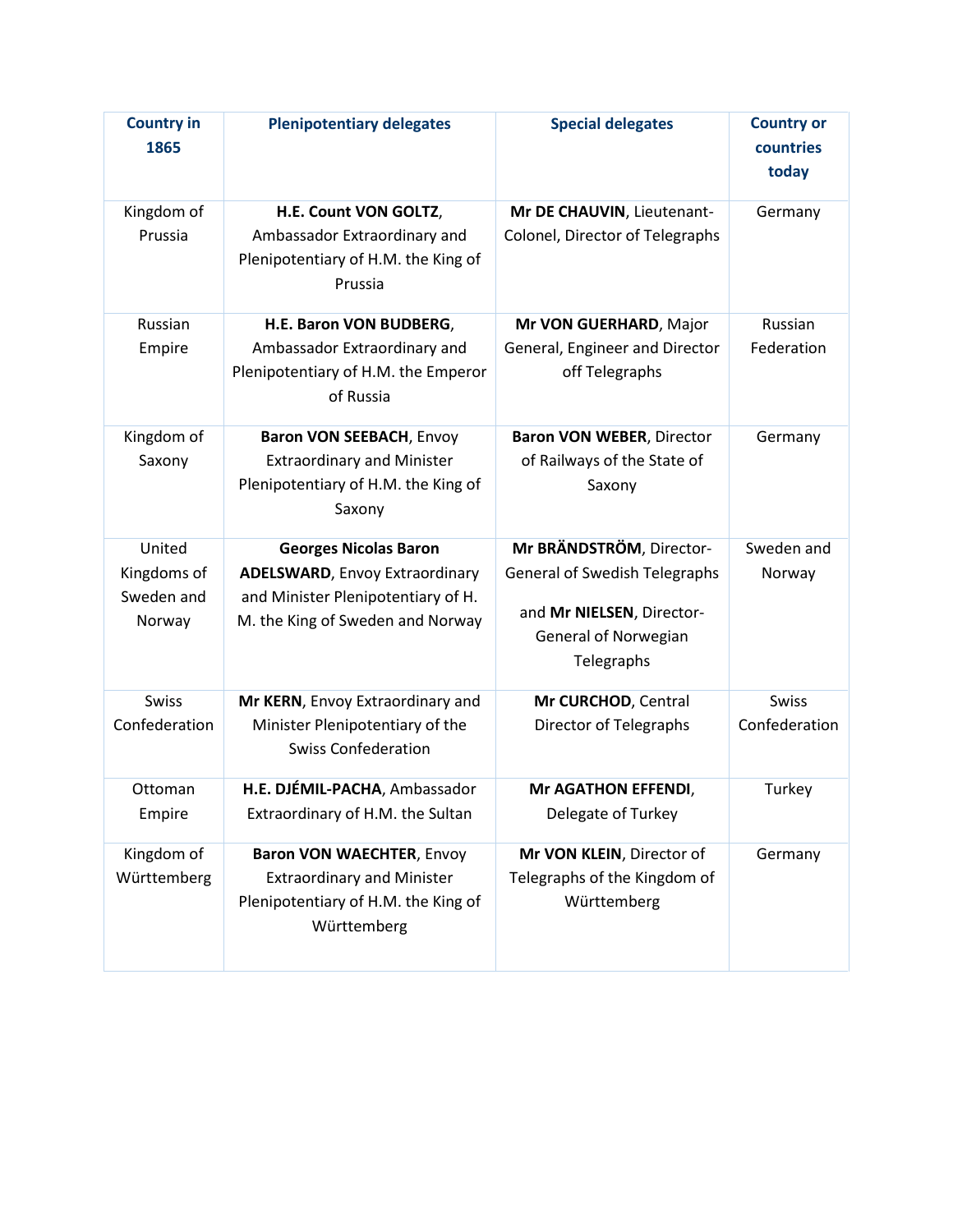| Country in 1865 | Plenipotentiary delegates | Special delegates | Country or countries today |
|---|---|---|---|
| Kingdom of Prussia | **H.E. Count VON GOLTZ**, Ambassador Extraordinary and Plenipotentiary of H.M. the King of Prussia | **Mr DE CHAUVIN**, Lieutenant-Colonel, Director of Telegraphs | Germany |
| Russian Empire | **H.E. Baron VON BUDBERG**, Ambassador Extraordinary and Plenipotentiary of H.M. the Emperor of Russia | **Mr VON GUERHARD**, Major General, Engineer and Director off Telegraphs | Russian Federation |
| Kingdom of Saxony | **Baron VON SEEBACH**, Envoy Extraordinary and Minister Plenipotentiary of H.M. the King of Saxony | **Baron VON WEBER**, Director of Railways of the State of Saxony | Germany |
| United Kingdoms of Sweden and Norway | **Georges Nicolas Baron ADELSWARD**, Envoy Extraordinary and Minister Plenipotentiary of H. M. the King of Sweden and Norway | **Mr BRÄNDSTRÖM**, Director-General of Swedish Telegraphs and **Mr NIELSEN**, Director-General of Norwegian Telegraphs | Sweden and Norway |
| Swiss Confederation | **Mr KERN**, Envoy Extraordinary and Minister Plenipotentiary of the Swiss Confederation | **Mr CURCHOD**, Central Director of Telegraphs | Swiss Confederation |
| Ottoman Empire | **H.E. DJÉMIL-PACHA**, Ambassador Extraordinary of H.M. the Sultan | **Mr AGATHON EFFENDI**, Delegate of Turkey | Turkey |
| Kingdom of Württemberg | **Baron VON WAECHTER**, Envoy Extraordinary and Minister Plenipotentiary of H.M. the King of Württemberg | **Mr VON KLEIN**, Director of Telegraphs of the Kingdom of Württemberg | Germany |